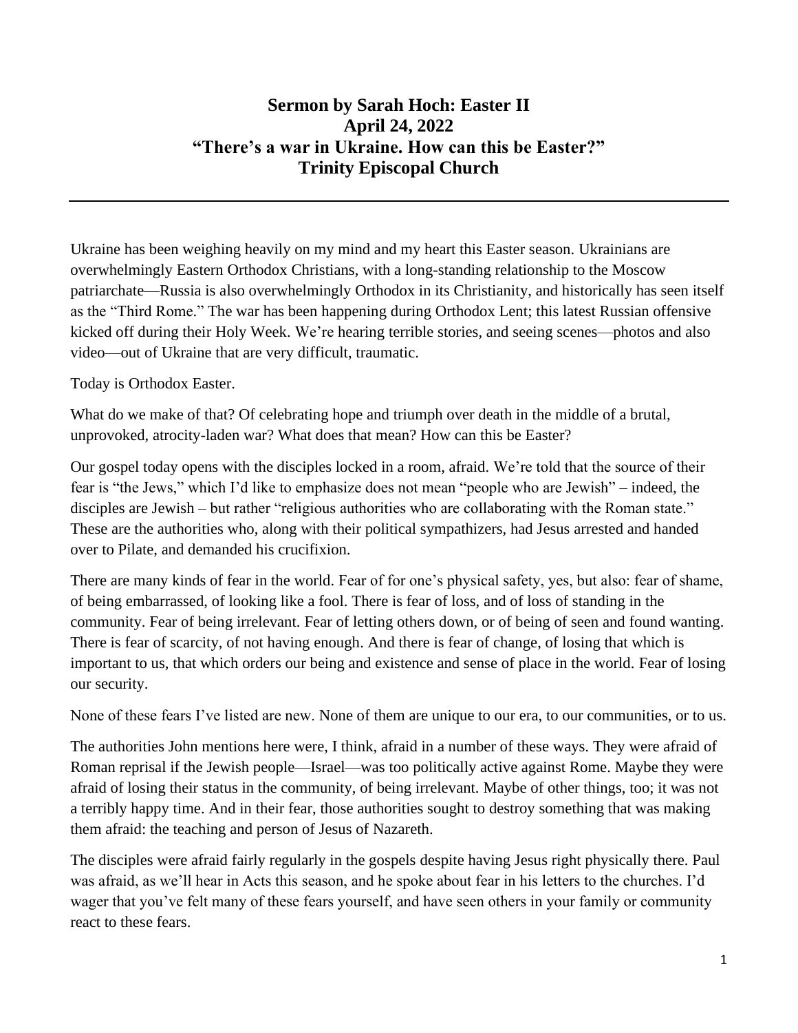# Sermon by Sarah Hoch: Easter II
# April 24, 2022
# "There's a war in Ukraine. How can this be Easter?"
# Trinity Episcopal Church

---

Ukraine has been weighing heavily on my mind and my heart this Easter season. Ukrainians are overwhelmingly Eastern Orthodox Christians, with a long-standing relationship to the Moscow patriarchate—Russia is also overwhelmingly Orthodox in its Christianity, and historically has seen itself as the "Third Rome." The war has been happening during Orthodox Lent; this latest Russian offensive kicked off during their Holy Week. We're hearing terrible stories, and seeing scenes—photos and also video—out of Ukraine that are very difficult, traumatic.

Today is Orthodox Easter.

What do we make of that? Of celebrating hope and triumph over death in the middle of a brutal, unprovoked, atrocity-laden war? What does that mean? How can this be Easter?

Our gospel today opens with the disciples locked in a room, afraid. We're told that the source of their fear is "the Jews," which I'd like to emphasize does not mean "people who are Jewish" – indeed, the disciples are Jewish – but rather "religious authorities who are collaborating with the Roman state." These are the authorities who, along with their political sympathizers, had Jesus arrested and handed over to Pilate, and demanded his crucifixion.

There are many kinds of fear in the world. Fear of for one's physical safety, yes, but also: fear of shame, of being embarrassed, of looking like a fool. There is fear of loss, and of loss of standing in the community. Fear of being irrelevant. Fear of letting others down, or of being of seen and found wanting. There is fear of scarcity, of not having enough. And there is fear of change, of losing that which is important to us, that which orders our being and existence and sense of place in the world. Fear of losing our security.

None of these fears I've listed are new. None of them are unique to our era, to our communities, or to us.

The authorities John mentions here were, I think, afraid in a number of these ways. They were afraid of Roman reprisal if the Jewish people—Israel—was too politically active against Rome. Maybe they were afraid of losing their status in the community, of being irrelevant. Maybe of other things, too; it was not a terribly happy time. And in their fear, those authorities sought to destroy something that was making them afraid: the teaching and person of Jesus of Nazareth.

The disciples were afraid fairly regularly in the gospels despite having Jesus right physically there. Paul was afraid, as we'll hear in Acts this season, and he spoke about fear in his letters to the churches. I'd wager that you've felt many of these fears yourself, and have seen others in your family or community react to these fears.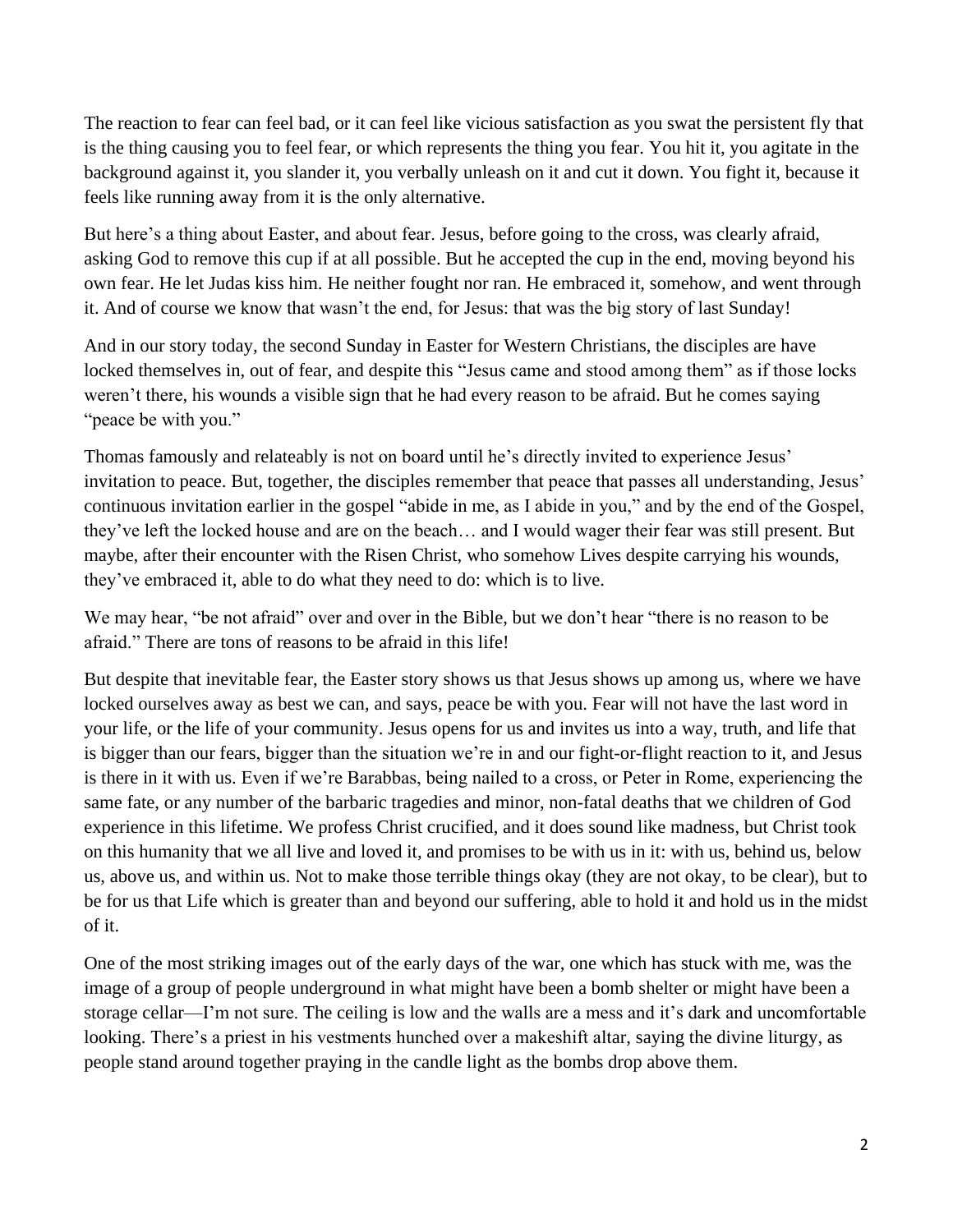The reaction to fear can feel bad, or it can feel like vicious satisfaction as you swat the persistent fly that is the thing causing you to feel fear, or which represents the thing you fear. You hit it, you agitate in the background against it, you slander it, you verbally unleash on it and cut it down. You fight it, because it feels like running away from it is the only alternative.

But here's a thing about Easter, and about fear. Jesus, before going to the cross, was clearly afraid, asking God to remove this cup if at all possible. But he accepted the cup in the end, moving beyond his own fear. He let Judas kiss him. He neither fought nor ran. He embraced it, somehow, and went through it. And of course we know that wasn't the end, for Jesus: that was the big story of last Sunday!

And in our story today, the second Sunday in Easter for Western Christians, the disciples are have locked themselves in, out of fear, and despite this "Jesus came and stood among them" as if those locks weren't there, his wounds a visible sign that he had every reason to be afraid. But he comes saying "peace be with you."

Thomas famously and relateably is not on board until he's directly invited to experience Jesus' invitation to peace. But, together, the disciples remember that peace that passes all understanding, Jesus' continuous invitation earlier in the gospel "abide in me, as I abide in you," and by the end of the Gospel, they've left the locked house and are on the beach… and I would wager their fear was still present. But maybe, after their encounter with the Risen Christ, who somehow Lives despite carrying his wounds, they've embraced it, able to do what they need to do: which is to live.

We may hear, "be not afraid" over and over in the Bible, but we don't hear "there is no reason to be afraid." There are tons of reasons to be afraid in this life!

But despite that inevitable fear, the Easter story shows us that Jesus shows up among us, where we have locked ourselves away as best we can, and says, peace be with you. Fear will not have the last word in your life, or the life of your community. Jesus opens for us and invites us into a way, truth, and life that is bigger than our fears, bigger than the situation we're in and our fight-or-flight reaction to it, and Jesus is there in it with us. Even if we're Barabbas, being nailed to a cross, or Peter in Rome, experiencing the same fate, or any number of the barbaric tragedies and minor, non-fatal deaths that we children of God experience in this lifetime. We profess Christ crucified, and it does sound like madness, but Christ took on this humanity that we all live and loved it, and promises to be with us in it: with us, behind us, below us, above us, and within us. Not to make those terrible things okay (they are not okay, to be clear), but to be for us that Life which is greater than and beyond our suffering, able to hold it and hold us in the midst of it.

One of the most striking images out of the early days of the war, one which has stuck with me, was the image of a group of people underground in what might have been a bomb shelter or might have been a storage cellar—I'm not sure. The ceiling is low and the walls are a mess and it's dark and uncomfortable looking. There's a priest in his vestments hunched over a makeshift altar, saying the divine liturgy, as people stand around together praying in the candle light as the bombs drop above them.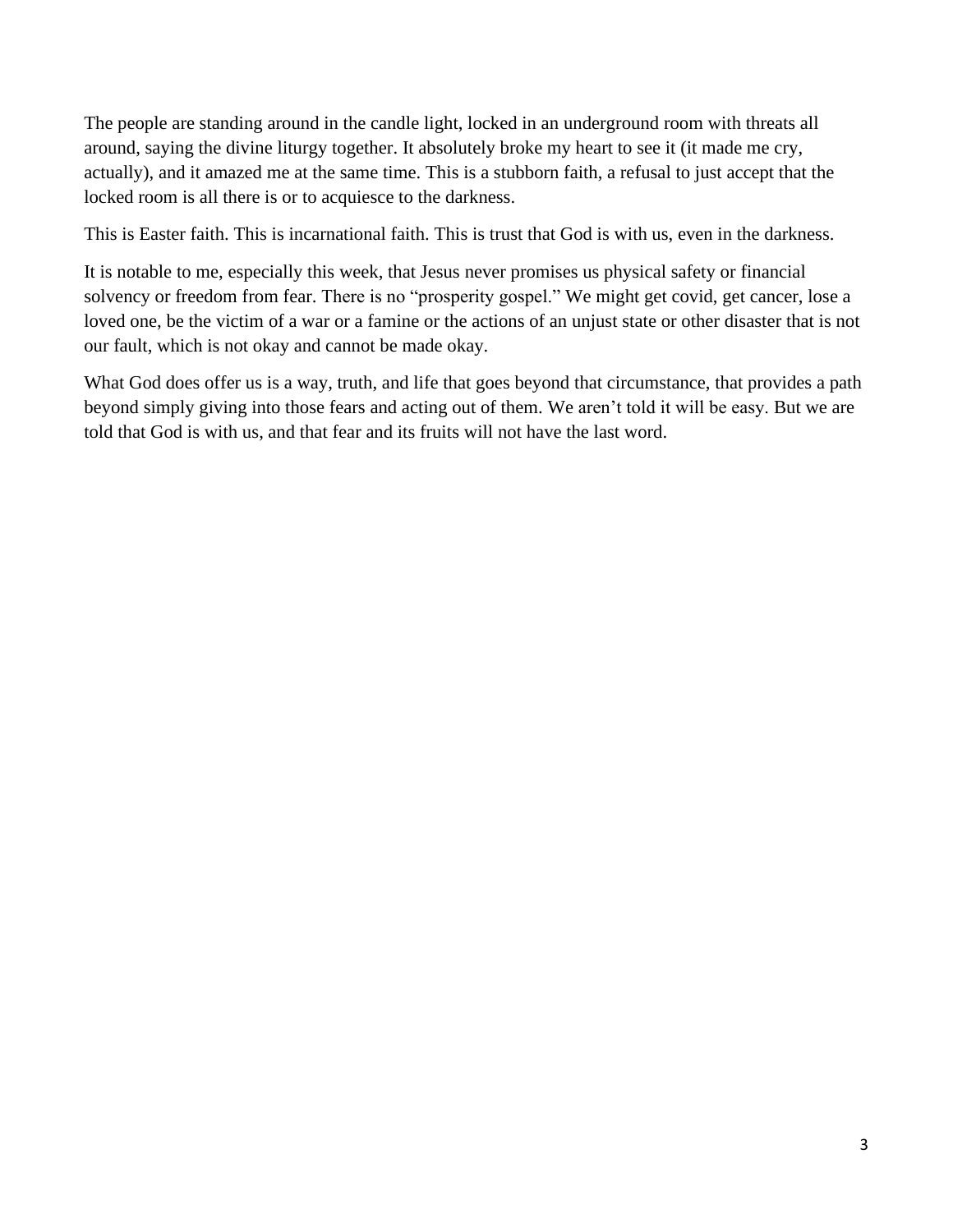The people are standing around in the candle light, locked in an underground room with threats all around, saying the divine liturgy together. It absolutely broke my heart to see it (it made me cry, actually), and it amazed me at the same time. This is a stubborn faith, a refusal to just accept that the locked room is all there is or to acquiesce to the darkness.

This is Easter faith. This is incarnational faith. This is trust that God is with us, even in the darkness.

It is notable to me, especially this week, that Jesus never promises us physical safety or financial solvency or freedom from fear. There is no "prosperity gospel." We might get covid, get cancer, lose a loved one, be the victim of a war or a famine or the actions of an unjust state or other disaster that is not our fault, which is not okay and cannot be made okay.

What God does offer us is a way, truth, and life that goes beyond that circumstance, that provides a path beyond simply giving into those fears and acting out of them. We aren't told it will be easy. But we are told that God is with us, and that fear and its fruits will not have the last word.